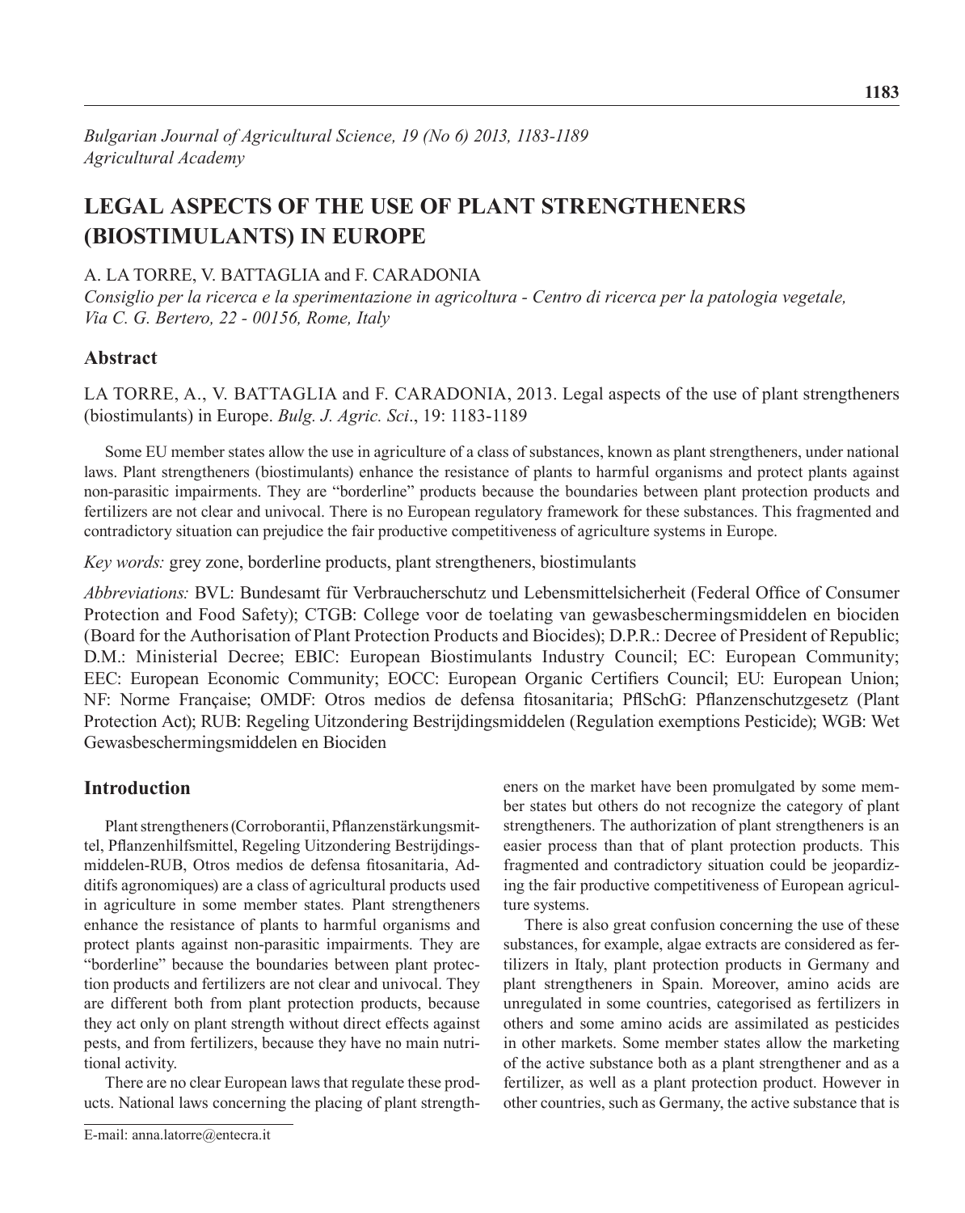*Bulgarian Journal of Agricultural Science, 19 (No 6) 2013, 1183-1189*
*Agricultural Academy*

# LEGAL ASPECTS OF THE USE OF PLANT STRENGTHENERS (BIOSTIMULANTS) IN EUROPE

A. LA TORRE, V. BATTAGLIA and F. CARADONIA

*Consiglio per la ricerca e la sperimentazione in agricoltura - Centro di ricerca per la patologia vegetale, Via C. G. Bertero, 22 - 00156, Rome, Italy*

## Abstract

LA TORRE, A., V. BATTAGLIA and F. CARADONIA, 2013. Legal aspects of the use of plant strengtheners (biostimulants) in Europe. *Bulg. J. Agric. Sci*., 19: 1183-1189

Some EU member states allow the use in agriculture of a class of substances, known as plant strengtheners, under national laws. Plant strengtheners (biostimulants) enhance the resistance of plants to harmful organisms and protect plants against non-parasitic impairments. They are "borderline" products because the boundaries between plant protection products and fertilizers are not clear and univocal. There is no European regulatory framework for these substances. This fragmented and contradictory situation can prejudice the fair productive competitiveness of agriculture systems in Europe.

*Key words:* grey zone, borderline products, plant strengtheners, biostimulants

*Abbreviations:* BVL: Bundesamt für Verbraucherschutz und Lebensmittelsicherheit (Federal Office of Consumer Protection and Food Safety); CTGB: College voor de toelating van gewasbeschermingsmiddelen en biociden (Board for the Authorisation of Plant Protection Products and Biocides); D.P.R.: Decree of President of Republic; D.M.: Ministerial Decree; EBIC: European Biostimulants Industry Council; EC: European Community; EEC: European Economic Community; EOCC: European Organic Certifiers Council; EU: European Union; NF: Norme Française; OMDF: Otros medios de defensa fitosanitaria; PflSchG: Pflanzenschutzgesetz (Plant Protection Act); RUB: Regeling Uitzondering Bestrijdingsmiddelen (Regulation exemptions Pesticide); WGB: Wet Gewasbeschermingsmiddelen en Biociden

## Introduction

Plant strengtheners (Corroborantii, Pflanzenstärkungsmittel, Pflanzenhilfsmittel, Regeling Uitzondering Bestrijdingsmiddelen-RUB, Otros medios de defensa fitosanitaria, Additifs agronomiques) are a class of agricultural products used in agriculture in some member states. Plant strengtheners enhance the resistance of plants to harmful organisms and protect plants against non-parasitic impairments. They are "borderline" because the boundaries between plant protection products and fertilizers are not clear and univocal. They are different both from plant protection products, because they act only on plant strength without direct effects against pests, and from fertilizers, because they have no main nutritional activity.

There are no clear European laws that regulate these products. National laws concerning the placing of plant strengtheners on the market have been promulgated by some member states but others do not recognize the category of plant strengtheners. The authorization of plant strengtheners is an easier process than that of plant protection products. This fragmented and contradictory situation could be jeopardizing the fair productive competitiveness of European agriculture systems.

There is also great confusion concerning the use of these substances, for example, algae extracts are considered as fertilizers in Italy, plant protection products in Germany and plant strengtheners in Spain. Moreover, amino acids are unregulated in some countries, categorised as fertilizers in others and some amino acids are assimilated as pesticides in other markets. Some member states allow the marketing of the active substance both as a plant strengthener and as a fertilizer, as well as a plant protection product. However in other countries, such as Germany, the active substance that is

E-mail: anna.latorre@entecra.it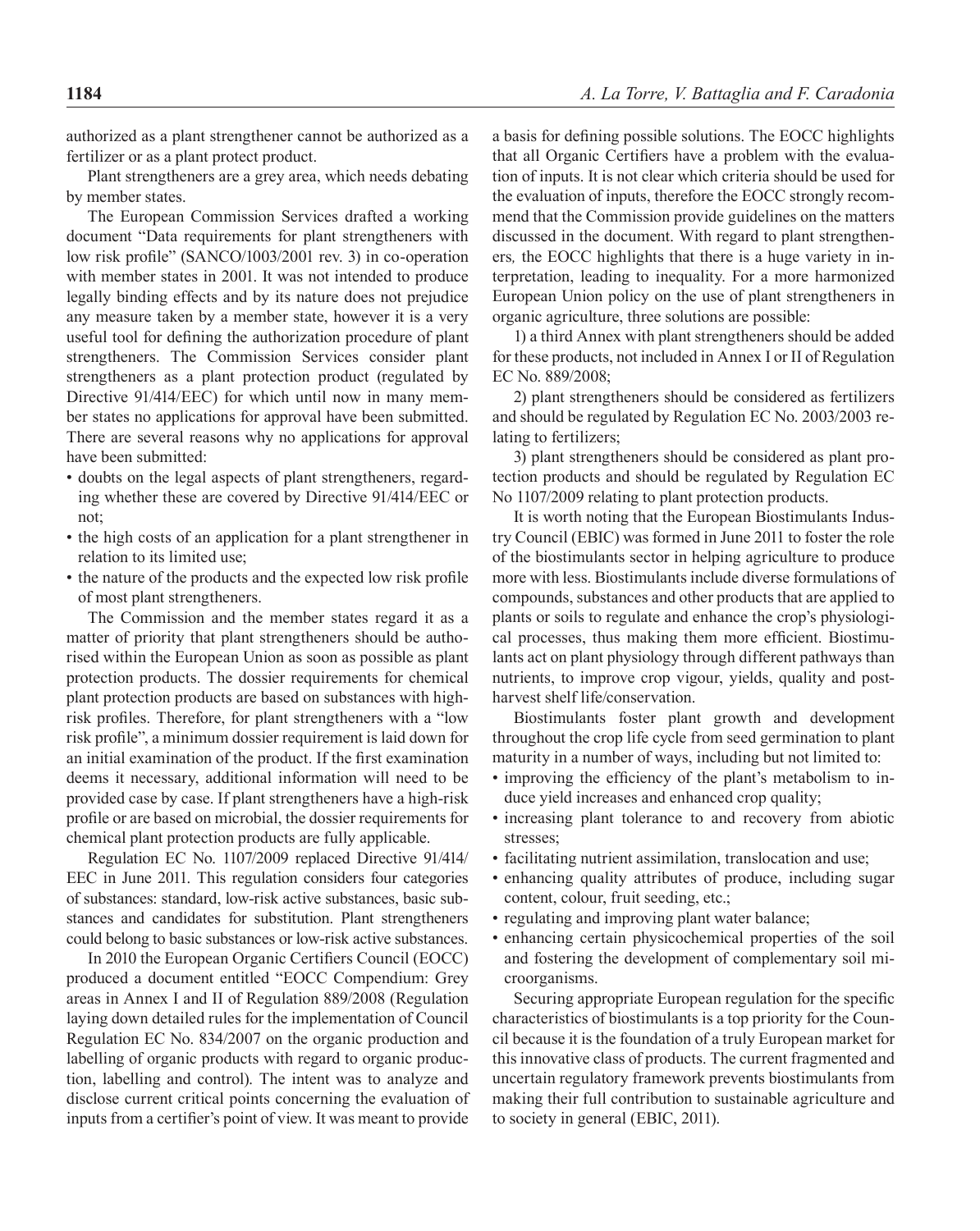authorized as a plant strengthener cannot be authorized as a fertilizer or as a plant protect product.

Plant strengtheners are a grey area, which needs debating by member states.

The European Commission Services drafted a working document "Data requirements for plant strengtheners with low risk profile" (SANCO/1003/2001 rev. 3) in co-operation with member states in 2001. It was not intended to produce legally binding effects and by its nature does not prejudice any measure taken by a member state, however it is a very useful tool for defining the authorization procedure of plant strengtheners. The Commission Services consider plant strengtheners as a plant protection product (regulated by Directive 91/414/EEC) for which until now in many member states no applications for approval have been submitted. There are several reasons why no applications for approval have been submitted:

- doubts on the legal aspects of plant strengtheners, regarding whether these are covered by Directive 91/414/EEC or not;
- the high costs of an application for a plant strengthener in relation to its limited use;
- the nature of the products and the expected low risk profile of most plant strengtheners.

The Commission and the member states regard it as a matter of priority that plant strengtheners should be authorised within the European Union as soon as possible as plant protection products. The dossier requirements for chemical plant protection products are based on substances with high-risk profiles. Therefore, for plant strengtheners with a "low risk profile", a minimum dossier requirement is laid down for an initial examination of the product. If the first examination deems it necessary, additional information will need to be provided case by case. If plant strengtheners have a high-risk profile or are based on microbial, the dossier requirements for chemical plant protection products are fully applicable.

Regulation EC No. 1107/2009 replaced Directive 91/414/EEC in June 2011. This regulation considers four categories of substances: standard, low-risk active substances, basic substances and candidates for substitution. Plant strengtheners could belong to basic substances or low-risk active substances.

In 2010 the European Organic Certifiers Council (EOCC) produced a document entitled "EOCC Compendium: Grey areas in Annex I and II of Regulation 889/2008 (Regulation laying down detailed rules for the implementation of Council Regulation EC No. 834/2007 on the organic production and labelling of organic products with regard to organic production, labelling and control). The intent was to analyze and disclose current critical points concerning the evaluation of inputs from a certifier's point of view. It was meant to provide a basis for defining possible solutions. The EOCC highlights that all Organic Certifiers have a problem with the evaluation of inputs. It is not clear which criteria should be used for the evaluation of inputs, therefore the EOCC strongly recommend that the Commission provide guidelines on the matters discussed in the document. With regard to plant strengtheners*,* the EOCC highlights that there is a huge variety in interpretation, leading to inequality. For a more harmonized European Union policy on the use of plant strengtheners in organic agriculture, three solutions are possible:

1) a third Annex with plant strengtheners should be added for these products, not included in Annex I or II of Regulation EC No. 889/2008;

2) plant strengtheners should be considered as fertilizers and should be regulated by Regulation EC No. 2003/2003 relating to fertilizers;

3) plant strengtheners should be considered as plant protection products and should be regulated by Regulation EC No 1107/2009 relating to plant protection products.

It is worth noting that the European Biostimulants Industry Council (EBIC) was formed in June 2011 to foster the role of the biostimulants sector in helping agriculture to produce more with less. Biostimulants include diverse formulations of compounds, substances and other products that are applied to plants or soils to regulate and enhance the crop's physiological processes, thus making them more efficient. Biostimulants act on plant physiology through different pathways than nutrients, to improve crop vigour, yields, quality and post-harvest shelf life/conservation.

Biostimulants foster plant growth and development throughout the crop life cycle from seed germination to plant maturity in a number of ways, including but not limited to:

- improving the efficiency of the plant's metabolism to induce yield increases and enhanced crop quality;
- increasing plant tolerance to and recovery from abiotic stresses;
- facilitating nutrient assimilation, translocation and use;
- enhancing quality attributes of produce, including sugar content, colour, fruit seeding, etc.;
- regulating and improving plant water balance;
- enhancing certain physicochemical properties of the soil and fostering the development of complementary soil microorganisms.

Securing appropriate European regulation for the specific characteristics of biostimulants is a top priority for the Council because it is the foundation of a truly European market for this innovative class of products. The current fragmented and uncertain regulatory framework prevents biostimulants from making their full contribution to sustainable agriculture and to society in general (EBIC, 2011).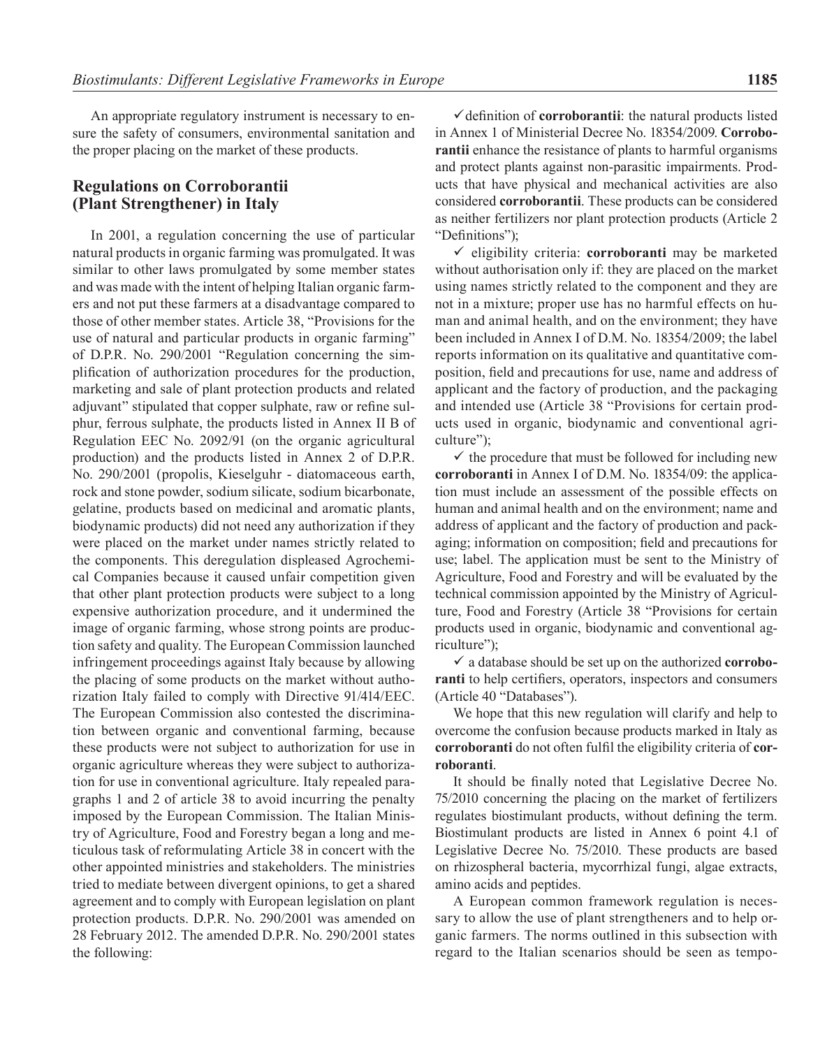An appropriate regulatory instrument is necessary to ensure the safety of consumers, environmental sanitation and the proper placing on the market of these products.

## Regulations on Corroborantii (Plant Strengthener) in Italy

In 2001, a regulation concerning the use of particular natural products in organic farming was promulgated. It was similar to other laws promulgated by some member states and was made with the intent of helping Italian organic farmers and not put these farmers at a disadvantage compared to those of other member states. Article 38, "Provisions for the use of natural and particular products in organic farming" of D.P.R. No. 290/2001 "Regulation concerning the simplification of authorization procedures for the production, marketing and sale of plant protection products and related adjuvant" stipulated that copper sulphate, raw or refine sulphur, ferrous sulphate, the products listed in Annex II B of Regulation EEC No. 2092/91 (on the organic agricultural production) and the products listed in Annex 2 of D.P.R. No. 290/2001 (propolis, Kieselguhr - diatomaceous earth, rock and stone powder, sodium silicate, sodium bicarbonate, gelatine, products based on medicinal and aromatic plants, biodynamic products) did not need any authorization if they were placed on the market under names strictly related to the components. This deregulation displeased Agrochemical Companies because it caused unfair competition given that other plant protection products were subject to a long expensive authorization procedure, and it undermined the image of organic farming, whose strong points are production safety and quality. The European Commission launched infringement proceedings against Italy because by allowing the placing of some products on the market without authorization Italy failed to comply with Directive 91/414/EEC. The European Commission also contested the discrimination between organic and conventional farming, because these products were not subject to authorization for use in organic agriculture whereas they were subject to authorization for use in conventional agriculture. Italy repealed paragraphs 1 and 2 of article 38 to avoid incurring the penalty imposed by the European Commission. The Italian Ministry of Agriculture, Food and Forestry began a long and meticulous task of reformulating Article 38 in concert with the other appointed ministries and stakeholders. The ministries tried to mediate between divergent opinions, to get a shared agreement and to comply with European legislation on plant protection products. D.P.R. No. 290/2001 was amended on 28 February 2012. The amended D.P.R. No. 290/2001 states the following:

- ✓ definition of **corroborantii**: the natural products listed in Annex 1 of Ministerial Decree No. 18354/2009. **Corroborantii** enhance the resistance of plants to harmful organisms and protect plants against non-parasitic impairments. Products that have physical and mechanical activities are also considered **corroborantii**. These products can be considered as neither fertilizers nor plant protection products (Article 2 "Definitions");
- ✓ eligibility criteria: **corroboranti** may be marketed without authorisation only if: they are placed on the market using names strictly related to the component and they are not in a mixture; proper use has no harmful effects on human and animal health, and on the environment; they have been included in Annex I of D.M. No. 18354/2009; the label reports information on its qualitative and quantitative composition, field and precautions for use, name and address of applicant and the factory of production, and the packaging and intended use (Article 38 "Provisions for certain products used in organic, biodynamic and conventional agriculture");
- ✓ the procedure that must be followed for including new **corroboranti** in Annex I of D.M. No. 18354/09: the application must include an assessment of the possible effects on human and animal health and on the environment; name and address of applicant and the factory of production and packaging; information on composition; field and precautions for use; label. The application must be sent to the Ministry of Agriculture, Food and Forestry and will be evaluated by the technical commission appointed by the Ministry of Agriculture, Food and Forestry (Article 38 "Provisions for certain products used in organic, biodynamic and conventional agriculture");
- ✓ a database should be set up on the authorized **corroboranti** to help certifiers, operators, inspectors and consumers (Article 40 "Databases").

We hope that this new regulation will clarify and help to overcome the confusion because products marked in Italy as **corroboranti** do not often fulfil the eligibility criteria of **corroboranti**.

It should be finally noted that Legislative Decree No. 75/2010 concerning the placing on the market of fertilizers regulates biostimulant products, without defining the term. Biostimulant products are listed in Annex 6 point 4.1 of Legislative Decree No. 75/2010. These products are based on rhizospheral bacteria, mycorrhizal fungi, algae extracts, amino acids and peptides.

A European common framework regulation is necessary to allow the use of plant strengtheners and to help organic farmers. The norms outlined in this subsection with regard to the Italian scenarios should be seen as tempo-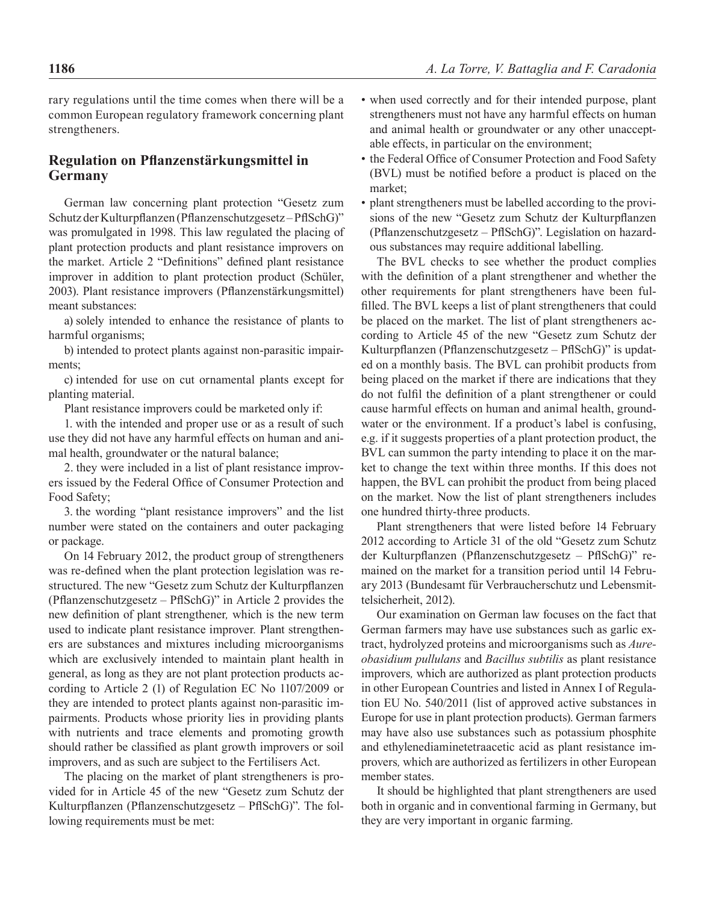rary regulations until the time comes when there will be a common European regulatory framework concerning plant strengtheners.

## Regulation on Pflanzenstärkungsmittel in Germany

German law concerning plant protection "Gesetz zum Schutz der Kulturpflanzen (Pflanzenschutzgesetz – PflSchG)" was promulgated in 1998. This law regulated the placing of plant protection products and plant resistance improvers on the market. Article 2 "Definitions" defined plant resistance improver in addition to plant protection product (Schüler, 2003). Plant resistance improvers (Pflanzenstärkungsmittel) meant substances:

a) solely intended to enhance the resistance of plants to harmful organisms;

b) intended to protect plants against non-parasitic impairments;

c) intended for use on cut ornamental plants except for planting material.

Plant resistance improvers could be marketed only if:

1. with the intended and proper use or as a result of such use they did not have any harmful effects on human and animal health, groundwater or the natural balance;

2. they were included in a list of plant resistance improvers issued by the Federal Office of Consumer Protection and Food Safety;

3. the wording "plant resistance improvers" and the list number were stated on the containers and outer packaging or package.

On 14 February 2012, the product group of strengtheners was re-defined when the plant protection legislation was restructured. The new "Gesetz zum Schutz der Kulturpflanzen (Pflanzenschutzgesetz – PflSchG)" in Article 2 provides the new definition of plant strengthener, which is the new term used to indicate plant resistance improver. Plant strengtheners are substances and mixtures including microorganisms which are exclusively intended to maintain plant health in general, as long as they are not plant protection products according to Article 2 (1) of Regulation EC No 1107/2009 or they are intended to protect plants against non-parasitic impairments. Products whose priority lies in providing plants with nutrients and trace elements and promoting growth should rather be classified as plant growth improvers or soil improvers, and as such are subject to the Fertilisers Act.

The placing on the market of plant strengtheners is provided for in Article 45 of the new "Gesetz zum Schutz der Kulturpflanzen (Pflanzenschutzgesetz – PflSchG)". The following requirements must be met:

- when used correctly and for their intended purpose, plant strengtheners must not have any harmful effects on human and animal health or groundwater or any other unacceptable effects, in particular on the environment;
- the Federal Office of Consumer Protection and Food Safety (BVL) must be notified before a product is placed on the market;
- plant strengtheners must be labelled according to the provisions of the new "Gesetz zum Schutz der Kulturpflanzen (Pflanzenschutzgesetz – PflSchG)". Legislation on hazardous substances may require additional labelling.

The BVL checks to see whether the product complies with the definition of a plant strengthener and whether the other requirements for plant strengtheners have been fulfilled. The BVL keeps a list of plant strengtheners that could be placed on the market. The list of plant strengtheners according to Article 45 of the new "Gesetz zum Schutz der Kulturpflanzen (Pflanzenschutzgesetz – PflSchG)" is updated on a monthly basis. The BVL can prohibit products from being placed on the market if there are indications that they do not fulfil the definition of a plant strengthener or could cause harmful effects on human and animal health, groundwater or the environment. If a product's label is confusing, e.g. if it suggests properties of a plant protection product, the BVL can summon the party intending to place it on the market to change the text within three months. If this does not happen, the BVL can prohibit the product from being placed on the market. Now the list of plant strengtheners includes one hundred thirty-three products.

Plant strengtheners that were listed before 14 February 2012 according to Article 31 of the old "Gesetz zum Schutz der Kulturpflanzen (Pflanzenschutzgesetz – PflSchG)" remained on the market for a transition period until 14 February 2013 (Bundesamt für Verbraucherschutz und Lebensmittelsicherheit, 2012).

Our examination on German law focuses on the fact that German farmers may have use substances such as garlic extract, hydrolyzed proteins and microorganisms such as *Aureobasidium pullulans* and *Bacillus subtilis* as plant resistance improvers, which are authorized as plant protection products in other European Countries and listed in Annex I of Regulation EU No. 540/2011 (list of approved active substances in Europe for use in plant protection products). German farmers may have also use substances such as potassium phosphite and ethylenediaminetetraacetic acid as plant resistance improvers, which are authorized as fertilizers in other European member states.

It should be highlighted that plant strengtheners are used both in organic and in conventional farming in Germany, but they are very important in organic farming.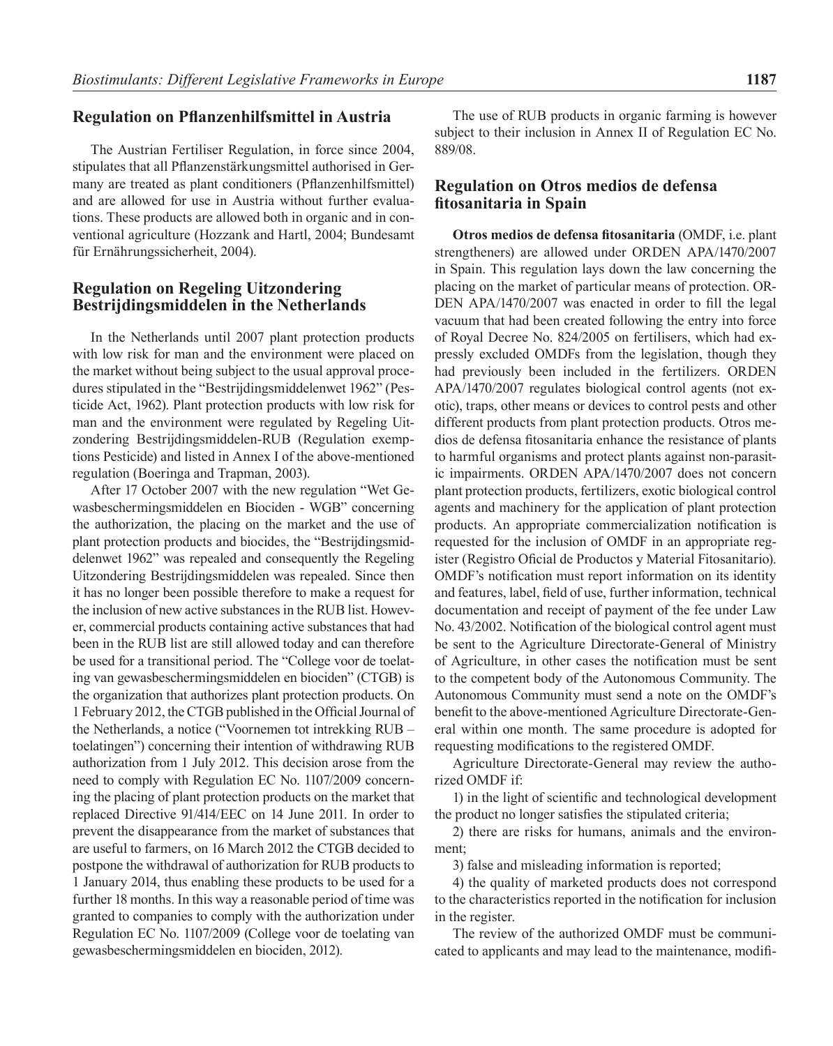## Regulation on Pflanzenhilfsmittel in Austria

The Austrian Fertiliser Regulation, in force since 2004, stipulates that all Pflanzenstärkungsmittel authorised in Germany are treated as plant conditioners (Pflanzenhilfsmittel) and are allowed for use in Austria without further evaluations. These products are allowed both in organic and in conventional agriculture (Hozzank and Hartl, 2004; Bundesamt für Ernährungssicherheit, 2004).

## Regulation on Regeling Uitzondering Bestrijdingsmiddelen in the Netherlands

In the Netherlands until 2007 plant protection products with low risk for man and the environment were placed on the market without being subject to the usual approval procedures stipulated in the "Bestrijdingsmiddelenwet 1962" (Pesticide Act, 1962). Plant protection products with low risk for man and the environment were regulated by Regeling Uitzondering Bestrijdingsmiddelen-RUB (Regulation exemptions Pesticide) and listed in Annex I of the above-mentioned regulation (Boeringa and Trapman, 2003).

After 17 October 2007 with the new regulation "Wet Gewasbeschermingsmiddelen en Biociden - WGB" concerning the authorization, the placing on the market and the use of plant protection products and biocides, the "Bestrijdingsmiddelenwet 1962" was repealed and consequently the Regeling Uitzondering Bestrijdingsmiddelen was repealed. Since then it has no longer been possible therefore to make a request for the inclusion of new active substances in the RUB list. However, commercial products containing active substances that had been in the RUB list are still allowed today and can therefore be used for a transitional period. The "College voor de toelating van gewasbeschermingsmiddelen en biociden" (CTGB) is the organization that authorizes plant protection products. On 1 February 2012, the CTGB published in the Official Journal of the Netherlands, a notice ("Voornemen tot intrekking RUB – toelatingen") concerning their intention of withdrawing RUB authorization from 1 July 2012. This decision arose from the need to comply with Regulation EC No. 1107/2009 concerning the placing of plant protection products on the market that replaced Directive 91/414/EEC on 14 June 2011. In order to prevent the disappearance from the market of substances that are useful to farmers, on 16 March 2012 the CTGB decided to postpone the withdrawal of authorization for RUB products to 1 January 2014, thus enabling these products to be used for a further 18 months. In this way a reasonable period of time was granted to companies to comply with the authorization under Regulation EC No. 1107/2009 (College voor de toelating van gewasbeschermingsmiddelen en biociden, 2012).

The use of RUB products in organic farming is however subject to their inclusion in Annex II of Regulation EC No. 889/08.

## Regulation on Otros medios de defensa fitosanitaria in Spain

**Otros medios de defensa fitosanitaria** (OMDF, i.e. plant strengtheners) are allowed under ORDEN APA/1470/2007 in Spain. This regulation lays down the law concerning the placing on the market of particular means of protection. ORDEN APA/1470/2007 was enacted in order to fill the legal vacuum that had been created following the entry into force of Royal Decree No. 824/2005 on fertilisers, which had expressly excluded OMDFs from the legislation, though they had previously been included in the fertilizers. ORDEN APA/1470/2007 regulates biological control agents (not exotic), traps, other means or devices to control pests and other different products from plant protection products. Otros medios de defensa fitosanitaria enhance the resistance of plants to harmful organisms and protect plants against non-parasitic impairments. ORDEN APA/1470/2007 does not concern plant protection products, fertilizers, exotic biological control agents and machinery for the application of plant protection products. An appropriate commercialization notification is requested for the inclusion of OMDF in an appropriate register (Registro Oficial de Productos y Material Fitosanitario). OMDF's notification must report information on its identity and features, label, field of use, further information, technical documentation and receipt of payment of the fee under Law No. 43/2002. Notification of the biological control agent must be sent to the Agriculture Directorate-General of Ministry of Agriculture, in other cases the notification must be sent to the competent body of the Autonomous Community. The Autonomous Community must send a note on the OMDF's benefit to the above-mentioned Agriculture Directorate-General within one month. The same procedure is adopted for requesting modifications to the registered OMDF.

Agriculture Directorate-General may review the authorized OMDF if:

1) in the light of scientific and technological development the product no longer satisfies the stipulated criteria;

2) there are risks for humans, animals and the environment;

3) false and misleading information is reported;

4) the quality of marketed products does not correspond to the characteristics reported in the notification for inclusion in the register.

The review of the authorized OMDF must be communicated to applicants and may lead to the maintenance, modifi-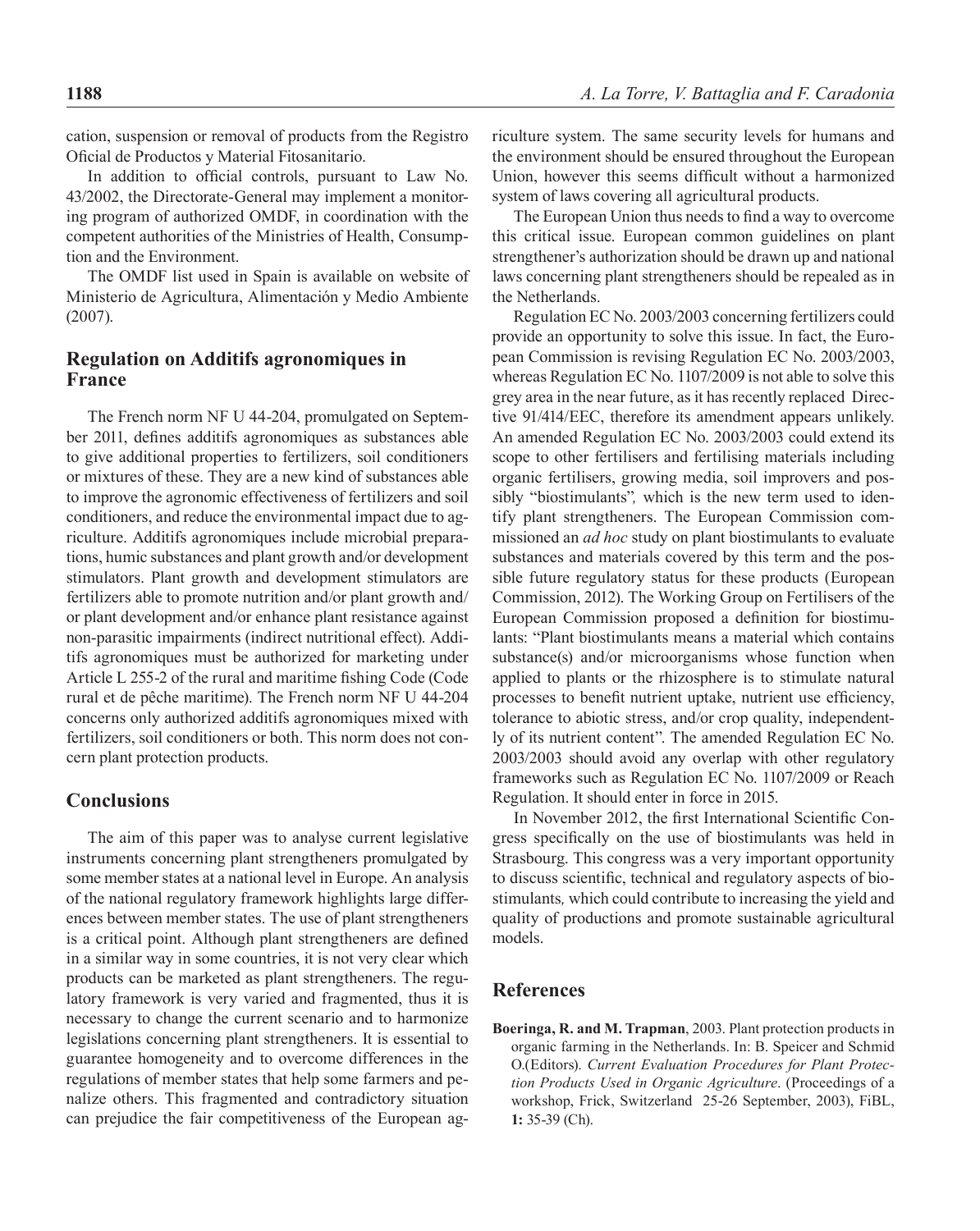cation, suspension or removal of products from the Registro Oficial de Productos y Material Fitosanitario.

In addition to official controls, pursuant to Law No. 43/2002, the Directorate-General may implement a monitoring program of authorized OMDF, in coordination with the competent authorities of the Ministries of Health, Consumption and the Environment.

The OMDF list used in Spain is available on website of Ministerio de Agricultura, Alimentación y Medio Ambiente (2007).

## Regulation on Additifs agronomiques in France

The French norm NF U 44-204, promulgated on September 2011, defines additifs agronomiques as substances able to give additional properties to fertilizers, soil conditioners or mixtures of these. They are a new kind of substances able to improve the agronomic effectiveness of fertilizers and soil conditioners, and reduce the environmental impact due to agriculture. Additifs agronomiques include microbial preparations, humic substances and plant growth and/or development stimulators. Plant growth and development stimulators are fertilizers able to promote nutrition and/or plant growth and/or plant development and/or enhance plant resistance against non-parasitic impairments (indirect nutritional effect). Additifs agronomiques must be authorized for marketing under Article L 255-2 of the rural and maritime fishing Code (Code rural et de pêche maritime). The French norm NF U 44-204 concerns only authorized additifs agronomiques mixed with fertilizers, soil conditioners or both. This norm does not concern plant protection products.

## Conclusions

The aim of this paper was to analyse current legislative instruments concerning plant strengtheners promulgated by some member states at a national level in Europe. An analysis of the national regulatory framework highlights large differences between member states. The use of plant strengtheners is a critical point. Although plant strengtheners are defined in a similar way in some countries, it is not very clear which products can be marketed as plant strengtheners. The regulatory framework is very varied and fragmented, thus it is necessary to change the current scenario and to harmonize legislations concerning plant strengtheners. It is essential to guarantee homogeneity and to overcome differences in the regulations of member states that help some farmers and penalize others. This fragmented and contradictory situation can prejudice the fair competitiveness of the European agriculture system. The same security levels for humans and the environment should be ensured throughout the European Union, however this seems difficult without a harmonized system of laws covering all agricultural products.

The European Union thus needs to find a way to overcome this critical issue. European common guidelines on plant strengthener's authorization should be drawn up and national laws concerning plant strengtheners should be repealed as in the Netherlands.

Regulation EC No. 2003/2003 concerning fertilizers could provide an opportunity to solve this issue. In fact, the European Commission is revising Regulation EC No. 2003/2003, whereas Regulation EC No. 1107/2009 is not able to solve this grey area in the near future, as it has recently replaced Directive 91/414/EEC, therefore its amendment appears unlikely. An amended Regulation EC No. 2003/2003 could extend its scope to other fertilisers and fertilising materials including organic fertilisers, growing media, soil improvers and possibly "biostimulants"*,* which is the new term used to identify plant strengtheners. The European Commission commissioned an *ad hoc* study on plant biostimulants to evaluate substances and materials covered by this term and the possible future regulatory status for these products (European Commission, 2012). The Working Group on Fertilisers of the European Commission proposed a definition for biostimulants: "Plant biostimulants means a material which contains substance(s) and/or microorganisms whose function when applied to plants or the rhizosphere is to stimulate natural processes to benefit nutrient uptake, nutrient use efficiency, tolerance to abiotic stress, and/or crop quality, independently of its nutrient content". The amended Regulation EC No. 2003/2003 should avoid any overlap with other regulatory frameworks such as Regulation EC No. 1107/2009 or Reach Regulation. It should enter in force in 2015.

In November 2012, the first International Scientific Congress specifically on the use of biostimulants was held in Strasbourg. This congress was a very important opportunity to discuss scientific, technical and regulatory aspects of biostimulants*,* which could contribute to increasing the yield and quality of productions and promote sustainable agricultural models.

## References

**Boeringa, R. and M. Trapman**, 2003. Plant protection products in organic farming in the Netherlands. In: B. Speicer and Schmid O.(Editors). *Current Evaluation Procedures for Plant Protection Products Used in Organic Agriculture*. (Proceedings of a workshop, Frick, Switzerland 25-26 September, 2003), FiBL, **1:** 35-39 (Ch).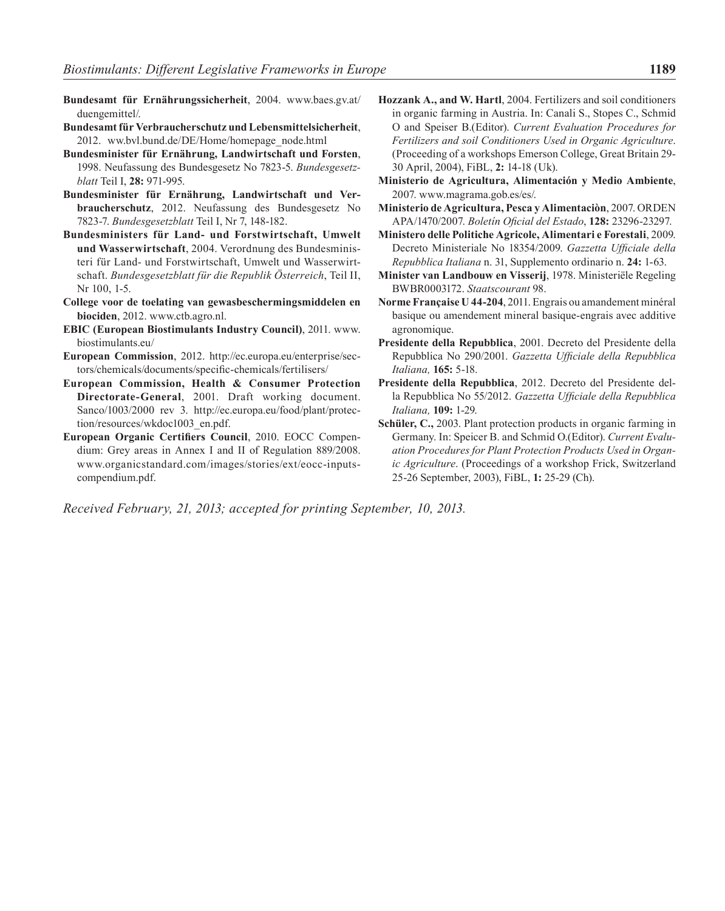**Bundesamt für Ernährungssicherheit**, 2004. www.baes.gv.at/duengemittel/.

**Bundesamt für Verbraucherschutz und Lebensmittelsicherheit**, 2012. ww.bvl.bund.de/DE/Home/homepage_node.html

**Bundesminister für Ernährung, Landwirtschaft und Forsten**, 1998. Neufassung des Bundesgesetz No 7823-5. *Bundesgesetzblatt* Teil I, **28:** 971-995.

**Bundesminister für Ernährung, Landwirtschaft und Verbraucherschutz**, 2012. Neufassung des Bundesgesetz No 7823-7. *Bundesgesetzblatt* Teil I, Nr 7, 148-182.

**Bundesministers für Land- und Forstwirtschaft, Umwelt und Wasserwirtschaft**, 2004. Verordnung des Bundesministeri für Land- und Forstwirtschaft, Umwelt und Wasserwirtschaft. *Bundesgesetzblatt für die Republik Österreich*, Teil II, Nr 100, 1-5.

**College voor de toelating van gewasbeschermingsmiddelen en biociden**, 2012. www.ctb.agro.nl.

**EBIC (European Biostimulants Industry Council)**, 2011. www.biostimulants.eu/

**European Commission**, 2012. http://ec.europa.eu/enterprise/sectors/chemicals/documents/specific-chemicals/fertilisers/

**European Commission, Health & Consumer Protection Directorate-General**, 2001. Draft working document. Sanco/1003/2000 rev 3. http://ec.europa.eu/food/plant/protection/resources/wkdoc1003_en.pdf.

**European Organic Certifiers Council**, 2010. EOCC Compendium: Grey areas in Annex I and II of Regulation 889/2008. www.organicstandard.com/images/stories/ext/eocc-inputs-compendium.pdf.

**Hozzank A., and W. Hartl**, 2004. Fertilizers and soil conditioners in organic farming in Austria. In: Canali S., Stopes C., Schmid O and Speiser B.(Editor). *Current Evaluation Procedures for Fertilizers and soil Conditioners Used in Organic Agriculture*. (Proceeding of a workshops Emerson College, Great Britain 29-30 April, 2004), FiBL, **2:** 14-18 (Uk).

**Ministerio de Agricultura, Alimentación y Medio Ambiente**, 2007. www.magrama.gob.es/es/.

**Ministerio de Agricultura, Pesca y Alimentaciòn**, 2007. ORDEN APA/1470/2007. *Boletín Oficial del Estado*, **128:** 23296-23297.

**Ministero delle Politiche Agricole, Alimentari e Forestali**, 2009. Decreto Ministeriale No 18354/2009. *Gazzetta Ufficiale della Repubblica Italiana* n. 31, Supplemento ordinario n. **24:** 1-63.

**Minister van Landbouw en Visserij**, 1978. Ministeriële Regeling BWBR0003172. *Staatscourant* 98.

**Norme Française U 44-204**, 2011. Engrais ou amandement minéral basique ou amendement mineral basique-engrais avec additive agronomique.

**Presidente della Repubblica**, 2001. Decreto del Presidente della Repubblica No 290/2001. *Gazzetta Ufficiale della Repubblica Italiana,* **165:** 5-18.

**Presidente della Repubblica**, 2012. Decreto del Presidente della Repubblica No 55/2012. *Gazzetta Ufficiale della Repubblica Italiana,* **109:** 1-29.

**Schüler, C.,** 2003. Plant protection products in organic farming in Germany. In: Speicer B. and Schmid O.(Editor). *Current Evaluation Procedures for Plant Protection Products Used in Organic Agriculture*. (Proceedings of a workshop Frick, Switzerland 25-26 September, 2003), FiBL, **1:** 25-29 (Ch).

*Received February, 21, 2013; accepted for printing September, 10, 2013.*